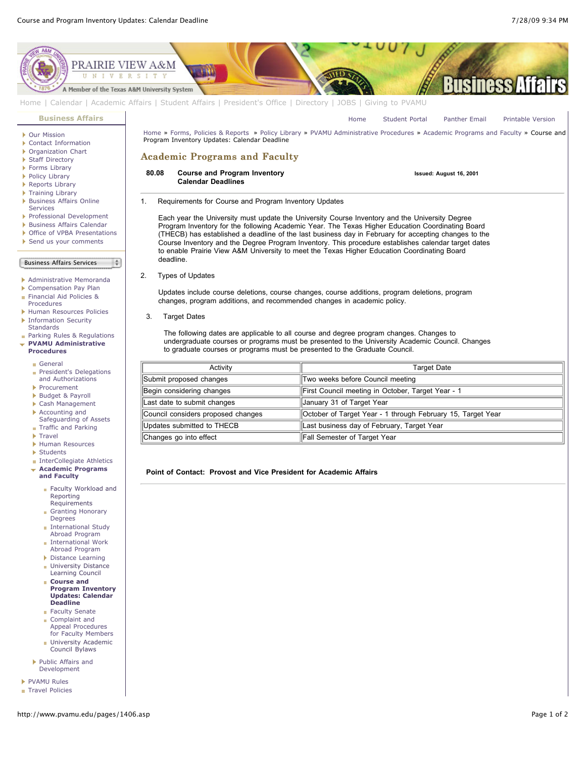Home | Calendar | Academic Affairs | Student Affairs | President's Office | Directory | JOBS | Giving to PVAMU

**Business Affairs**

- Our Mission
- Contact Information
- Organization Chart
- Staff Directory
- Forms Library
- Policy Library
- Reports Library
- Training Library
- Business Affairs Online Services
- Professional Development
- Business Affairs Calendar
- Office of VPBA Presentations
- Send us your comments

Business Affairs Services

- Administrative Memoranda
- Compensation Pay Plan
- Financial Aid Policies & Procedures
- Human Resources Policies
- Information Security Standards
- Parking Rules & Regulations
- **PVAMU Administrative Procedures**
  - General
  - President's Delegations and Authorizations
  - Procurement
  - Budget & Payroll
  - Cash Management
  - Accounting and Safeguarding of Assets
  - Traffic and Parking
  - Travel
  - Human Resources
  - Students
  - InterCollegiate Athletics
  - **Academic Programs and Faculty**
    - Faculty Workload and Reporting Requirements
    - Granting Honorary Degrees
    - International Study Abroad Program
    - International Work Abroad Program
    - Distance Learning
    - University Distance Learning Council
    - **Course and Program Inventory Updates: Calendar Deadline**
    - Faculty Senate
    - Complaint and Appeal Procedures for Faculty Members
    - University Academic Council Bylaws
  - Public Affairs and Development
- PVAMU Rules
- Travel Policies

Home | Student Portal | Panther Email | Printable Version

Home » Forms, Policies & Reports » Policy Library » PVAMU Administrative Procedures » Academic Programs and Faculty » Course and Program Inventory Updates: Calendar Deadline

# Academic Programs and Faculty

**80.08 Course and Program Inventory Calendar Deadlines** — **Issued: August 16, 2001**

1. Requirements for Course and Program Inventory Updates

   Each year the University must update the University Course Inventory and the University Degree Program Inventory for the following Academic Year. The Texas Higher Education Coordinating Board (THECB) has established a deadline of the last business day in February for accepting changes to the Course Inventory and the Degree Program Inventory. This procedure establishes calendar target dates to enable Prairie View A&M University to meet the Texas Higher Education Coordinating Board deadline.

2. Types of Updates

   Updates include course deletions, course changes, course additions, program deletions, program changes, program additions, and recommended changes in academic policy.

3. Target Dates

   The following dates are applicable to all course and degree program changes. Changes to undergraduate courses or programs must be presented to the University Academic Council. Changes to graduate courses or programs must be presented to the Graduate Council.

| Activity | Target Date |
|---|---|
| Submit proposed changes | Two weeks before Council meeting |
| Begin considering changes | First Council meeting in October, Target Year - 1 |
| Last date to submit changes | January 31 of Target Year |
| Council considers proposed changes | October of Target Year - 1 through February 15, Target Year |
| Updates submitted to THECB | Last business day of February, Target Year |
| Changes go into effect | Fall Semester of Target Year |

**Point of Contact: Provost and Vice President for Academic Affairs**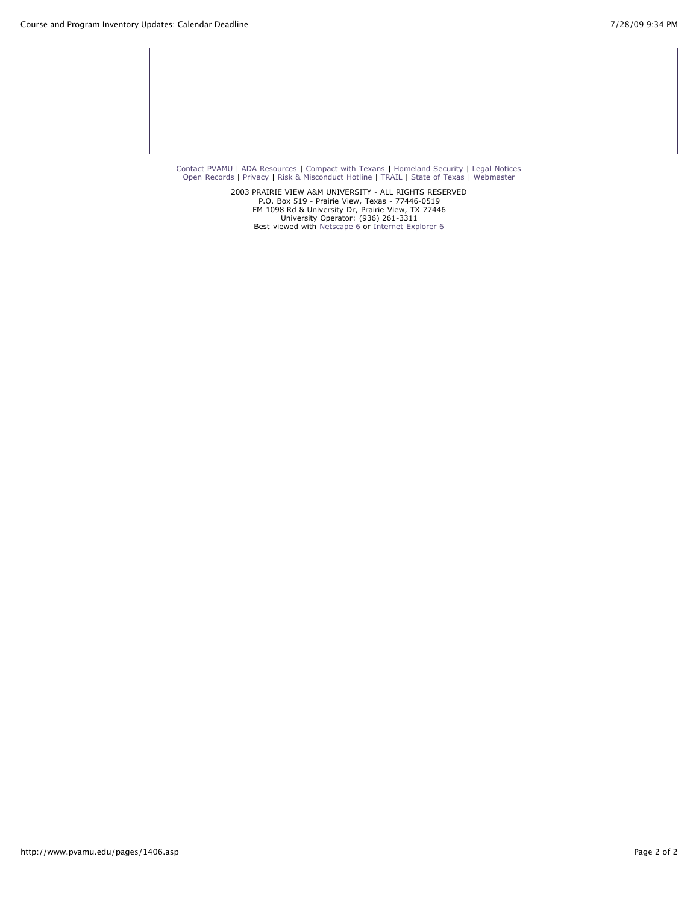Contact PVAMU | ADA Resources | Compact with Texans | Homeland Security | Legal Notices
Open Records | Privacy | Risk & Misconduct Hotline | TRAIL | State of Texas | Webmaster

2003 PRAIRIE VIEW A&M UNIVERSITY - ALL RIGHTS RESERVED
P.O. Box 519 - Prairie View, Texas - 77446-0519
FM 1098 Rd & University Dr, Prairie View, TX 77446
University Operator: (936) 261-3311
Best viewed with Netscape 6 or Internet Explorer 6